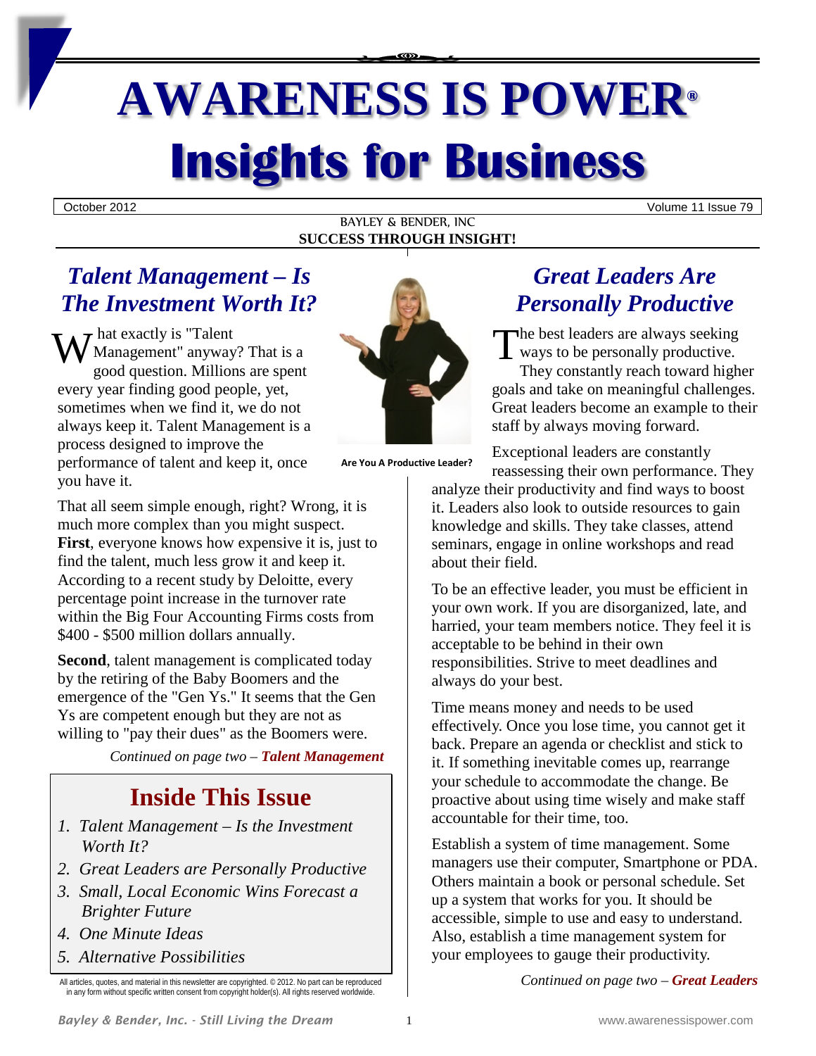# AWARENESS IS POWER®

# Insights for Business

October 2012 | Volume 11 Issue 79

BAYLEY & BENDER, INC

**SUCCESS THROUGH INSIGHT!**

## *Talent Management – Is The Investment Worth It?*

What exactly is "Talent Management" anyway? That is a good question. Millions are spent every year finding good people, yet, sometimes when we find it, we do not always keep it. Talent Management is a process designed to improve the performance of talent and keep it, once you have it.

That all seem simple enough, right? Wrong, it is much more complex than you might suspect. **First**, everyone knows how expensive it is, just to find the talent, much less grow it and keep it. According to a recent study by Deloitte, every percentage point increase in the turnover rate within the Big Four Accounting Firms costs from $400 - $500 million dollars annually.

**Second**, talent management is complicated today by the retiring of the Baby Boomers and the emergence of the "Gen Ys." It seems that the Gen Ys are competent enough but they are not as willing to "pay their dues" as the Boomers were.

*Continued on page two – **Talent Management***

**Are You A Productive Leader?**

## Inside This Issue

1. *Talent Management – Is the Investment Worth It?*
2. *Great Leaders are Personally Productive*
3. *Small, Local Economic Wins Forecast a Brighter Future*
4. *One Minute Ideas*
5. *Alternative Possibilities*

All articles, quotes, and material in this newsletter are copyrighted. © 2012. No part can be reproduced in any form without specific written consent from copyright holder(s). All rights reserved worldwide.

## *Great Leaders Are Personally Productive*

The best leaders are always seeking ways to be personally productive. They constantly reach toward higher goals and take on meaningful challenges. Great leaders become an example to their staff by always moving forward.

Exceptional leaders are constantly reassessing their own performance. They analyze their productivity and find ways to boost it. Leaders also look to outside resources to gain knowledge and skills. They take classes, attend seminars, engage in online workshops and read about their field.

To be an effective leader, you must be efficient in your own work. If you are disorganized, late, and harried, your team members notice. They feel it is acceptable to be behind in their own responsibilities. Strive to meet deadlines and always do your best.

Time means money and needs to be used effectively. Once you lose time, you cannot get it back. Prepare an agenda or checklist and stick to it. If something inevitable comes up, rearrange your schedule to accommodate the change. Be proactive about using time wisely and make staff accountable for their time, too.

Establish a system of time management. Some managers use their computer, Smartphone or PDA. Others maintain a book or personal schedule. Set up a system that works for you. It should be accessible, simple to use and easy to understand. Also, establish a time management system for your employees to gauge their productivity.

*Continued on page two – **Great Leaders***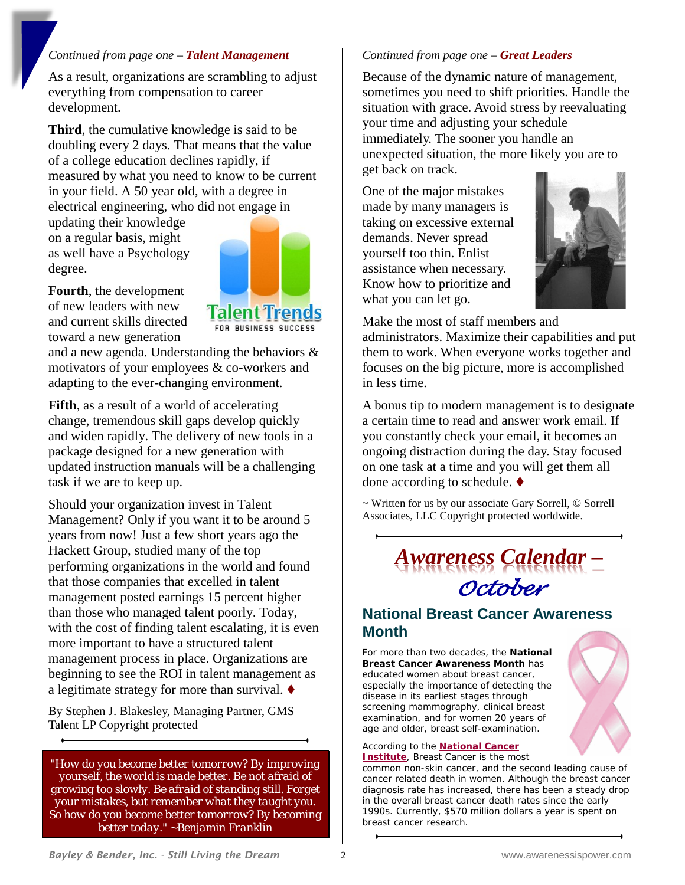*Continued from page one – **Talent Management***

As a result, organizations are scrambling to adjust everything from compensation to career development.

**Third**, the cumulative knowledge is said to be doubling every 2 days. That means that the value of a college education declines rapidly, if measured by what you need to know to be current in your field. A 50 year old, with a degree in electrical engineering, who did not engage in updating their knowledge on a regular basis, might as well have a Psychology degree.

**Fourth**, the development of new leaders with new and current skills directed toward a new generation and a new agenda. Understanding the behaviors & motivators of your employees & co-workers and adapting to the ever-changing environment.

**Fifth**, as a result of a world of accelerating change, tremendous skill gaps develop quickly and widen rapidly. The delivery of new tools in a package designed for a new generation with updated instruction manuals will be a challenging task if we are to keep up.

Should your organization invest in Talent Management? Only if you want it to be around 5 years from now! Just a few short years ago the Hackett Group, studied many of the top performing organizations in the world and found that those companies that excelled in talent management posted earnings 15 percent higher than those who managed talent poorly. Today, with the cost of finding talent escalating, it is even more important to have a structured talent management process in place. Organizations are beginning to see the ROI in talent management as a legitimate strategy for more than survival. ♦

By Stephen J. Blakesley, Managing Partner, GMS Talent LP Copyright protected

"How do you become better tomorrow? By improving yourself, the world is made better. Be not afraid of growing too slowly. Be afraid of standing still. Forget your mistakes, but remember what they taught you. So how do you become better tomorrow? By becoming better today." ~Benjamin Franklin

*Continued from page one – **Great Leaders***

Because of the dynamic nature of management, sometimes you need to shift priorities. Handle the situation with grace. Avoid stress by reevaluating your time and adjusting your schedule immediately. The sooner you handle an unexpected situation, the more likely you are to get back on track.

One of the major mistakes made by many managers is taking on excessive external demands. Never spread yourself too thin. Enlist assistance when necessary. Know how to prioritize and what you can let go.

Make the most of staff members and administrators. Maximize their capabilities and put them to work. When everyone works together and focuses on the big picture, more is accomplished in less time.

A bonus tip to modern management is to designate a certain time to read and answer work email. If you constantly check your email, it becomes an ongoing distraction during the day. Stay focused on one task at a time and you will get them all done according to schedule. ♦

~ Written for us by our associate Gary Sorrell, © Sorrell Associates, LLC Copyright protected worldwide.

## *Awareness Calendar – October*

### National Breast Cancer Awareness Month

For more than two decades, the **National Breast Cancer Awareness Month** has educated women about breast cancer, especially the importance of detecting the disease in its earliest stages through screening mammography, clinical breast examination, and for women 20 years of age and older, breast self-examination.

According to the **National Cancer Institute**, Breast Cancer is the most common non-skin cancer, and the second leading cause of cancer related death in women. Although the breast cancer diagnosis rate has increased, there has been a steady drop in the overall breast cancer death rates since the early 1990s. Currently, $570 million dollars a year is spent on breast cancer research.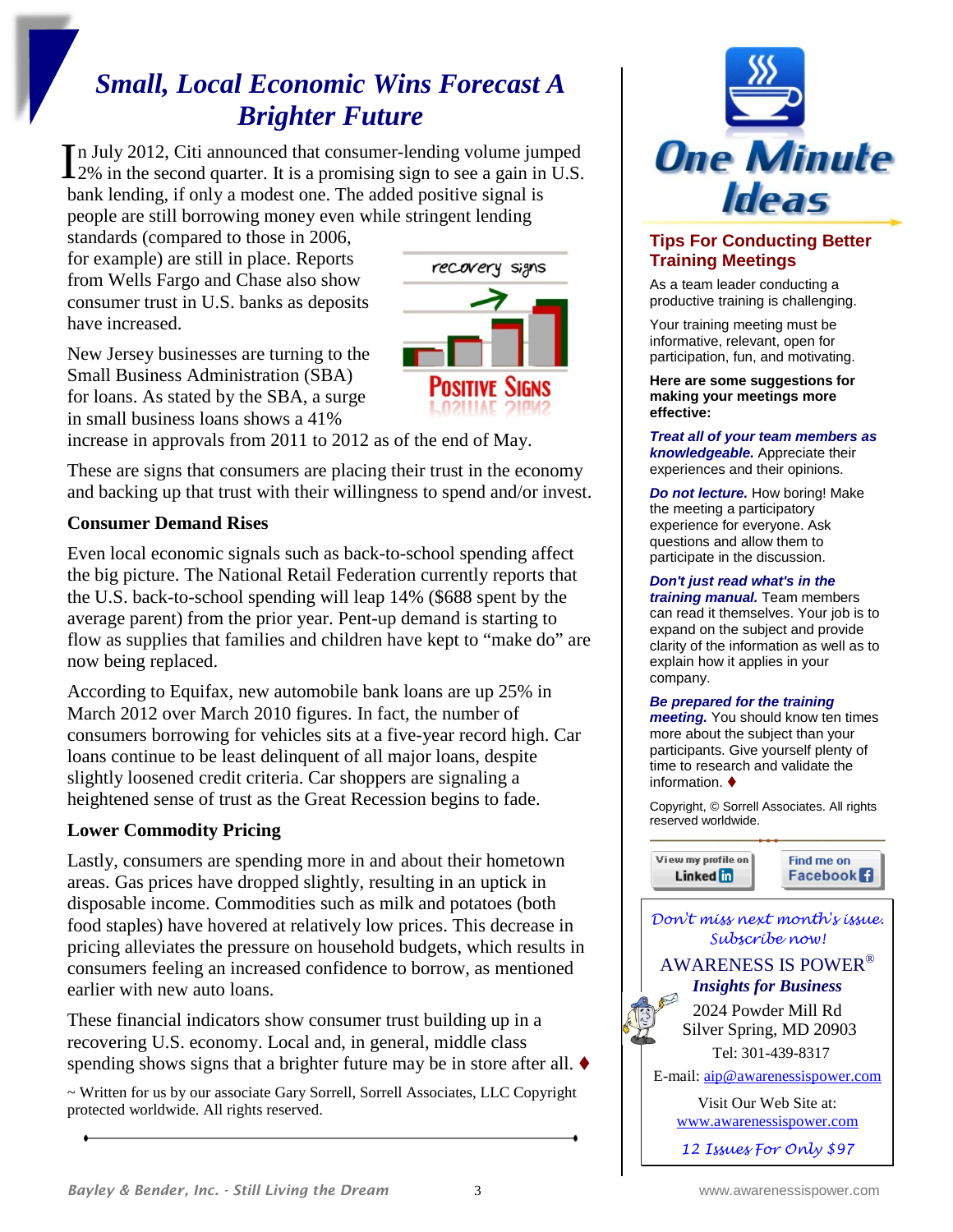# Small, Local Economic Wins Forecast A Brighter Future

In July 2012, Citi announced that consumer-lending volume jumped 2% in the second quarter. It is a promising sign to see a gain in U.S. bank lending, if only a modest one. The added positive signal is people are still borrowing money even while stringent lending standards (compared to those in 2006, for example) are still in place. Reports from Wells Fargo and Chase also show consumer trust in U.S. banks as deposits have increased.

New Jersey businesses are turning to the Small Business Administration (SBA) for loans. As stated by the SBA, a surge in small business loans shows a 41% increase in approvals from 2011 to 2012 as of the end of May.

These are signs that consumers are placing their trust in the economy and backing up that trust with their willingness to spend and/or invest.

**Consumer Demand Rises**

Even local economic signals such as back-to-school spending affect the big picture. The National Retail Federation currently reports that the U.S. back-to-school spending will leap 14% ($688 spent by the average parent) from the prior year. Pent-up demand is starting to flow as supplies that families and children have kept to "make do" are now being replaced.

According to Equifax, new automobile bank loans are up 25% in March 2012 over March 2010 figures. In fact, the number of consumers borrowing for vehicles sits at a five-year record high. Car loans continue to be least delinquent of all major loans, despite slightly loosened credit criteria. Car shoppers are signaling a heightened sense of trust as the Great Recession begins to fade.

**Lower Commodity Pricing**

Lastly, consumers are spending more in and about their hometown areas. Gas prices have dropped slightly, resulting in an uptick in disposable income. Commodities such as milk and potatoes (both food staples) have hovered at relatively low prices. This decrease in pricing alleviates the pressure on household budgets, which results in consumers feeling an increased confidence to borrow, as mentioned earlier with new auto loans.

These financial indicators show consumer trust building up in a recovering U.S. economy. Local and, in general, middle class spending shows signs that a brighter future may be in store after all. ♦

~ Written for us by our associate Gary Sorrell, Sorrell Associates, LLC Copyright protected worldwide. All rights reserved.

## One Minute Ideas

### Tips For Conducting Better Training Meetings

As a team leader conducting a productive training is challenging.

Your training meeting must be informative, relevant, open for participation, fun, and motivating.

**Here are some suggestions for making your meetings more effective:**

***Treat all of your team members as knowledgeable.*** Appreciate their experiences and their opinions.

***Do not lecture.*** How boring! Make the meeting a participatory experience for everyone. Ask questions and allow them to participate in the discussion.

***Don't just read what's in the training manual.*** Team members can read it themselves. Your job is to expand on the subject and provide clarity of the information as well as to explain how it applies in your company.

***Be prepared for the training meeting.*** You should know ten times more about the subject than your participants. Give yourself plenty of time to research and validate the information. ♦

Copyright, © Sorrell Associates. All rights reserved worldwide.

View my profile on LinkedIn | Find me on Facebook

*Don't miss next month's issue. Subscribe now!*

AWARENESS IS POWER®

***Insights for Business***

2024 Powder Mill Rd
Silver Spring, MD 20903

Tel: 301-439-8317

E-mail: aip@awarenessispower.com

Visit Our Web Site at:
www.awarenessispower.com

*12 Issues For Only $97*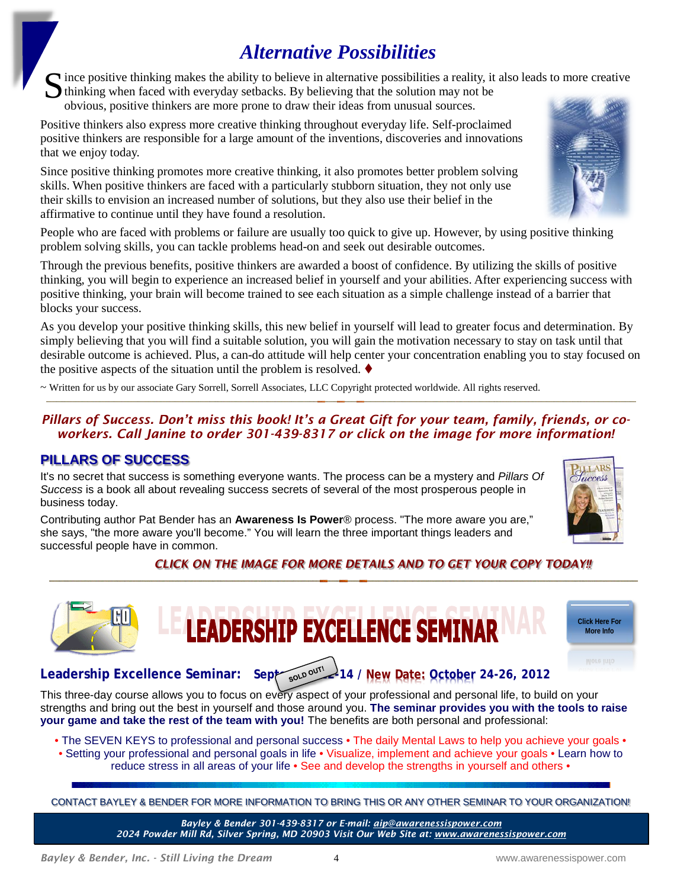# *Alternative Possibilities*

Since positive thinking makes the ability to believe in alternative possibilities a reality, it also leads to more creative thinking when faced with everyday setbacks. By believing that the solution may not be obvious, positive thinkers are more prone to draw their ideas from unusual sources.

Positive thinkers also express more creative thinking throughout everyday life. Self-proclaimed positive thinkers are responsible for a large amount of the inventions, discoveries and innovations that we enjoy today.

Since positive thinking promotes more creative thinking, it also promotes better problem solving skills. When positive thinkers are faced with a particularly stubborn situation, they not only use their skills to envision an increased number of solutions, but they also use their belief in the affirmative to continue until they have found a resolution.

People who are faced with problems or failure are usually too quick to give up. However, by using positive thinking problem solving skills, you can tackle problems head-on and seek out desirable outcomes.

Through the previous benefits, positive thinkers are awarded a boost of confidence. By utilizing the skills of positive thinking, you will begin to experience an increased belief in yourself and your abilities. After experiencing success with positive thinking, your brain will become trained to see each situation as a simple challenge instead of a barrier that blocks your success.

As you develop your positive thinking skills, this new belief in yourself will lead to greater focus and determination. By simply believing that you will find a suitable solution, you will gain the motivation necessary to stay on task until that desirable outcome is achieved. Plus, a can-do attitude will help center your concentration enabling you to stay focused on the positive aspects of the situation until the problem is resolved. ♦

~ Written for us by our associate Gary Sorrell, Sorrell Associates, LLC Copyright protected worldwide. All rights reserved.

---

***Pillars of Success. Don't miss this book! It's a Great Gift for your team, family, friends, or co-workers. Call Janine to order 301-439-8317 or click on the image for more information!***

## PILLARS OF SUCCESS

It's no secret that success is something everyone wants. The process can be a mystery and *Pillars Of Success* is a book all about revealing success secrets of several of the most prosperous people in business today.

Contributing author Pat Bender has an **Awareness Is Power**® process. "The more aware you are," she says, "the more aware you'll become." You will learn the three important things leaders and successful people have in common.

***CLICK ON THE IMAGE FOR MORE DETAILS AND TO GET YOUR COPY TODAY!!***

---

# LEADERSHIP EXCELLENCE SEMINAR

Click Here For More Info

## Leadership Excellence Seminar: Sept 12-14 SOLD OUT! / New Date: October 24-26, 2012

This three-day course allows you to focus on every aspect of your professional and personal life, to build on your strengths and bring out the best in yourself and those around you. **The seminar provides you with the tools to raise your game and take the rest of the team with you!** The benefits are both personal and professional:

• The SEVEN KEYS to professional and personal success • The daily Mental Laws to help you achieve your goals • Setting your professional and personal goals in life • Visualize, implement and achieve your goals • Learn how to reduce stress in all areas of your life • See and develop the strengths in yourself and others •

CONTACT BAYLEY & BENDER FOR MORE INFORMATION TO BRING THIS OR ANY OTHER SEMINAR TO YOUR ORGANIZATION!

*Bayley & Bender 301-439-8317 or E-mail: aip@awarenessispower.com*
*2024 Powder Mill Rd, Silver Spring, MD 20903 Visit Our Web Site at: www.awarenessispower.com*